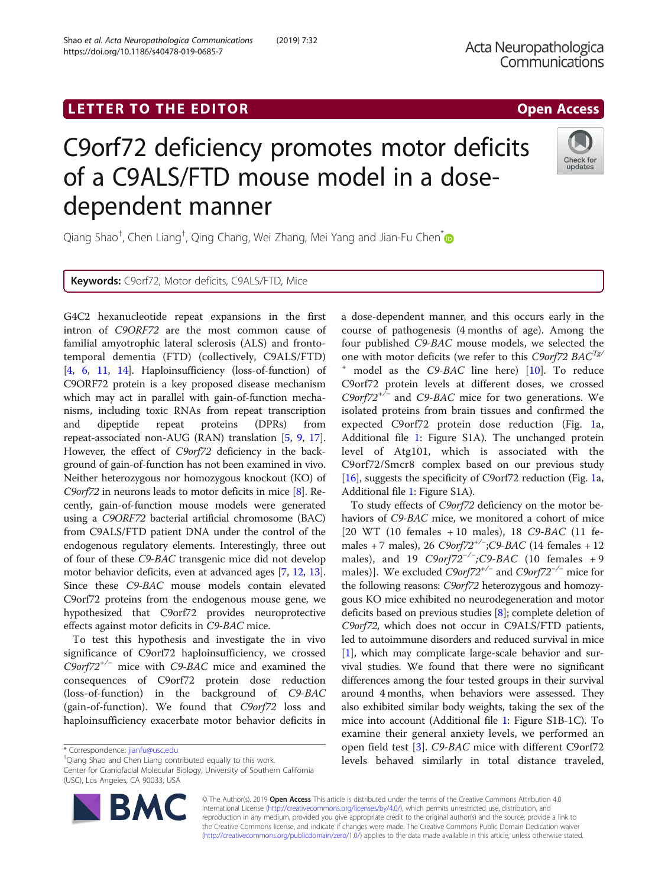LETTER TO THE EDITOR **Open Access**

# C9orf72 deficiency promotes motor deficits of a C9ALS/FTD mouse model in a dose-dependent manner

Qiang Shao†, Chen Liang†, Qing Chang, Wei Zhang, Mei Yang and Jian-Fu Chen*

**Keywords:** C9orf72, Motor deficits, C9ALS/FTD, Mice

G4C2 hexanucleotide repeat expansions in the first intron of *C9ORF72* are the most common cause of familial amyotrophic lateral sclerosis (ALS) and frontotemporal dementia (FTD) (collectively, C9ALS/FTD) [4, 6, 11, 14]. Haploinsufficiency (loss-of-function) of C9ORF72 protein is a key proposed disease mechanism which may act in parallel with gain-of-function mechanisms, including toxic RNAs from repeat transcription and dipeptide repeat proteins (DPRs) from repeat-associated non-AUG (RAN) translation [5, 9, 17]. However, the effect of *C9orf72* deficiency in the background of gain-of-function has not been examined in vivo. Neither heterozygous nor homozygous knockout (KO) of *C9orf72* in neurons leads to motor deficits in mice [8]. Recently, gain-of-function mouse models were generated using a *C9ORF72* bacterial artificial chromosome (BAC) from C9ALS/FTD patient DNA under the control of the endogenous regulatory elements. Interestingly, three out of four of these *C9-BAC* transgenic mice did not develop motor behavior deficits, even at advanced ages [7, 12, 13]. Since these *C9-BAC* mouse models contain elevated C9orf72 proteins from the endogenous mouse gene, we hypothesized that C9orf72 provides neuroprotective effects against motor deficits in *C9-BAC* mice.

To test this hypothesis and investigate the in vivo significance of C9orf72 haploinsufficiency, we crossed *C9orf72*$^{+/-}$ mice with *C9-BAC* mice and examined the consequences of C9orf72 protein dose reduction (loss-of-function) in the background of *C9-BAC* (gain-of-function). We found that *C9orf72* loss and haploinsufficiency exacerbate motor behavior deficits in a dose-dependent manner, and this occurs early in the course of pathogenesis (4 months of age). Among the four published *C9-BAC* mouse models, we selected the one with motor deficits (we refer to this *C9orf72 BAC*$^{Tg/+}$ model as the *C9-BAC* line here) [10]. To reduce C9orf72 protein levels at different doses, we crossed *C9orf72*$^{+/-}$ and *C9-BAC* mice for two generations. We isolated proteins from brain tissues and confirmed the expected C9orf72 protein dose reduction (Fig. 1a, Additional file 1: Figure S1A). The unchanged protein level of Atg101, which is associated with the C9orf72/Smcr8 complex based on our previous study [16], suggests the specificity of C9orf72 reduction (Fig. 1a, Additional file 1: Figure S1A).

To study effects of *C9orf72* deficiency on the motor behaviors of *C9-BAC* mice, we monitored a cohort of mice [20 WT (10 females + 10 males), 18 *C9-BAC* (11 females + 7 males), 26 *C9orf72*$^{+/-}$;*C9-BAC* (14 females + 12 males), and 19 *C9orf72*$^{-/-}$;*C9-BAC* (10 females + 9 males)]. We excluded *C9orf72*$^{+/-}$ and *C9orf72*$^{-/-}$ mice for the following reasons: *C9orf72* heterozygous and homozygous KO mice exhibited no neurodegeneration and motor deficits based on previous studies [8]; complete deletion of *C9orf72*, which does not occur in C9ALS/FTD patients, led to autoimmune disorders and reduced survival in mice [1], which may complicate large-scale behavior and survival studies. We found that there were no significant differences among the four tested groups in their survival around 4 months, when behaviors were assessed. They also exhibited similar body weights, taking the sex of the mice into account (Additional file 1: Figure S1B-1C). To examine their general anxiety levels, we performed an open field test [3]. *C9-BAC* mice with different C9orf72 levels behaved similarly in total distance traveled,

* Correspondence: jianfu@usc.edu
†Qiang Shao and Chen Liang contributed equally to this work.
Center for Craniofacial Molecular Biology, University of Southern California (USC), Los Angeles, CA 90033, USA

© The Author(s). 2019 **Open Access** This article is distributed under the terms of the Creative Commons Attribution 4.0 International License (http://creativecommons.org/licenses/by/4.0/), which permits unrestricted use, distribution, and reproduction in any medium, provided you give appropriate credit to the original author(s) and the source, provide a link to the Creative Commons license, and indicate if changes were made. The Creative Commons Public Domain Dedication waiver (http://creativecommons.org/publicdomain/zero/1.0/) applies to the data made available in this article, unless otherwise stated.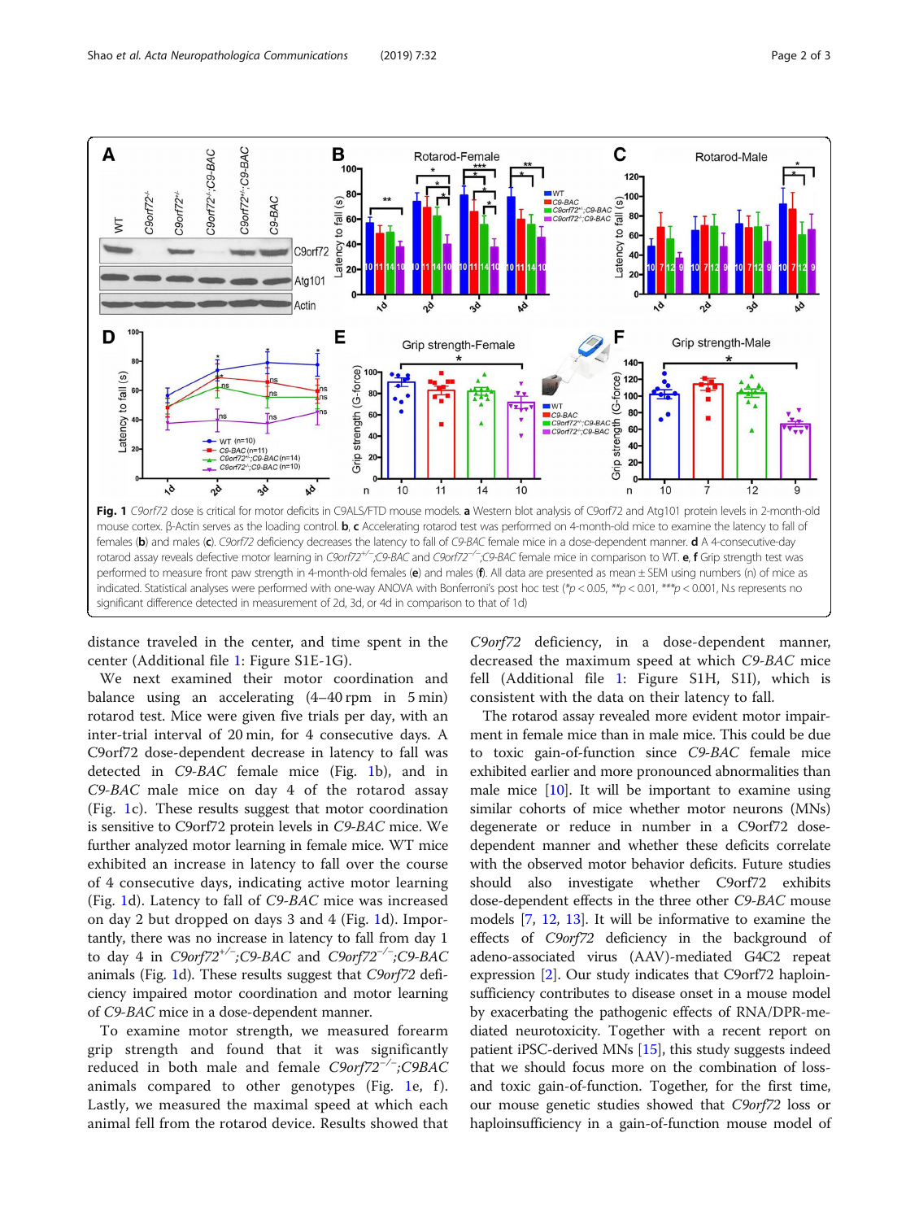**Fig. 1** *C9orf72* dose is critical for motor deficits in C9ALS/FTD mouse models. **a** Western blot analysis of C9orf72 and Atg101 protein levels in 2-month-old mouse cortex. β-Actin serves as the loading control. **b**, **c** Accelerating rotarod test was performed on 4-month-old mice to examine the latency to fall of females (**b**) and males (**c**). *C9orf72* deficiency decreases the latency to fall of *C9-BAC* female mice in a dose-dependent manner. **d** A 4-consecutive-day rotarod assay reveals defective motor learning in *C9orf72*$^{+/-}$;*C9-BAC* and *C9orf72*$^{-/-}$;*C9-BAC* female mice in comparison to WT. **e**, **f** Grip strength test was performed to measure front paw strength in 4-month-old females (**e**) and males (**f**). All data are presented as mean ± SEM using numbers (n) of mice as indicated. Statistical analyses were performed with one-way ANOVA with Bonferroni's post hoc test (*$p < 0.05$, **$p < 0.01$, ***$p < 0.001$, N.s represents no significant difference detected in measurement of 2d, 3d, or 4d in comparison to that of 1d)

distance traveled in the center, and time spent in the center (Additional file 1: Figure S1E-1G).

We next examined their motor coordination and balance using an accelerating (4–40 rpm in 5 min) rotarod test. Mice were given five trials per day, with an inter-trial interval of 20 min, for 4 consecutive days. A C9orf72 dose-dependent decrease in latency to fall was detected in *C9-BAC* female mice (Fig. 1b), and in *C9-BAC* male mice on day 4 of the rotarod assay (Fig. 1c). These results suggest that motor coordination is sensitive to C9orf72 protein levels in *C9-BAC* mice. We further analyzed motor learning in female mice. WT mice exhibited an increase in latency to fall over the course of 4 consecutive days, indicating active motor learning (Fig. 1d). Latency to fall of *C9-BAC* mice was increased on day 2 but dropped on days 3 and 4 (Fig. 1d). Importantly, there was no increase in latency to fall from day 1 to day 4 in *C9orf72*$^{+/-}$;*C9-BAC* and *C9orf72*$^{-/-}$;*C9-BAC* animals (Fig. 1d). These results suggest that *C9orf72* deficiency impaired motor coordination and motor learning of *C9-BAC* mice in a dose-dependent manner.

To examine motor strength, we measured forearm grip strength and found that it was significantly reduced in both male and female *C9orf72*$^{-/-}$;*C9BAC* animals compared to other genotypes (Fig. 1e, f). Lastly, we measured the maximal speed at which each animal fell from the rotarod device. Results showed that *C9orf72* deficiency, in a dose-dependent manner, decreased the maximum speed at which *C9-BAC* mice fell (Additional file 1: Figure S1H, S1I), which is consistent with the data on their latency to fall.

The rotarod assay revealed more evident motor impairment in female mice than in male mice. This could be due to toxic gain-of-function since *C9-BAC* female mice exhibited earlier and more pronounced abnormalities than male mice [10]. It will be important to examine using similar cohorts of mice whether motor neurons (MNs) degenerate or reduce in number in a C9orf72 dose-dependent manner and whether these deficits correlate with the observed motor behavior deficits. Future studies should also investigate whether C9orf72 exhibits dose-dependent effects in the three other *C9-BAC* mouse models [7, 12, 13]. It will be informative to examine the effects of *C9orf72* deficiency in the background of adeno-associated virus (AAV)-mediated G4C2 repeat expression [2]. Our study indicates that C9orf72 haploinsufficiency contributes to disease onset in a mouse model by exacerbating the pathogenic effects of RNA/DPR-mediated neurotoxicity. Together with a recent report on patient iPSC-derived MNs [15], this study suggests indeed that we should focus more on the combination of loss- and toxic gain-of-function. Together, for the first time, our mouse genetic studies showed that *C9orf72* loss or haploinsufficiency in a gain-of-function mouse model of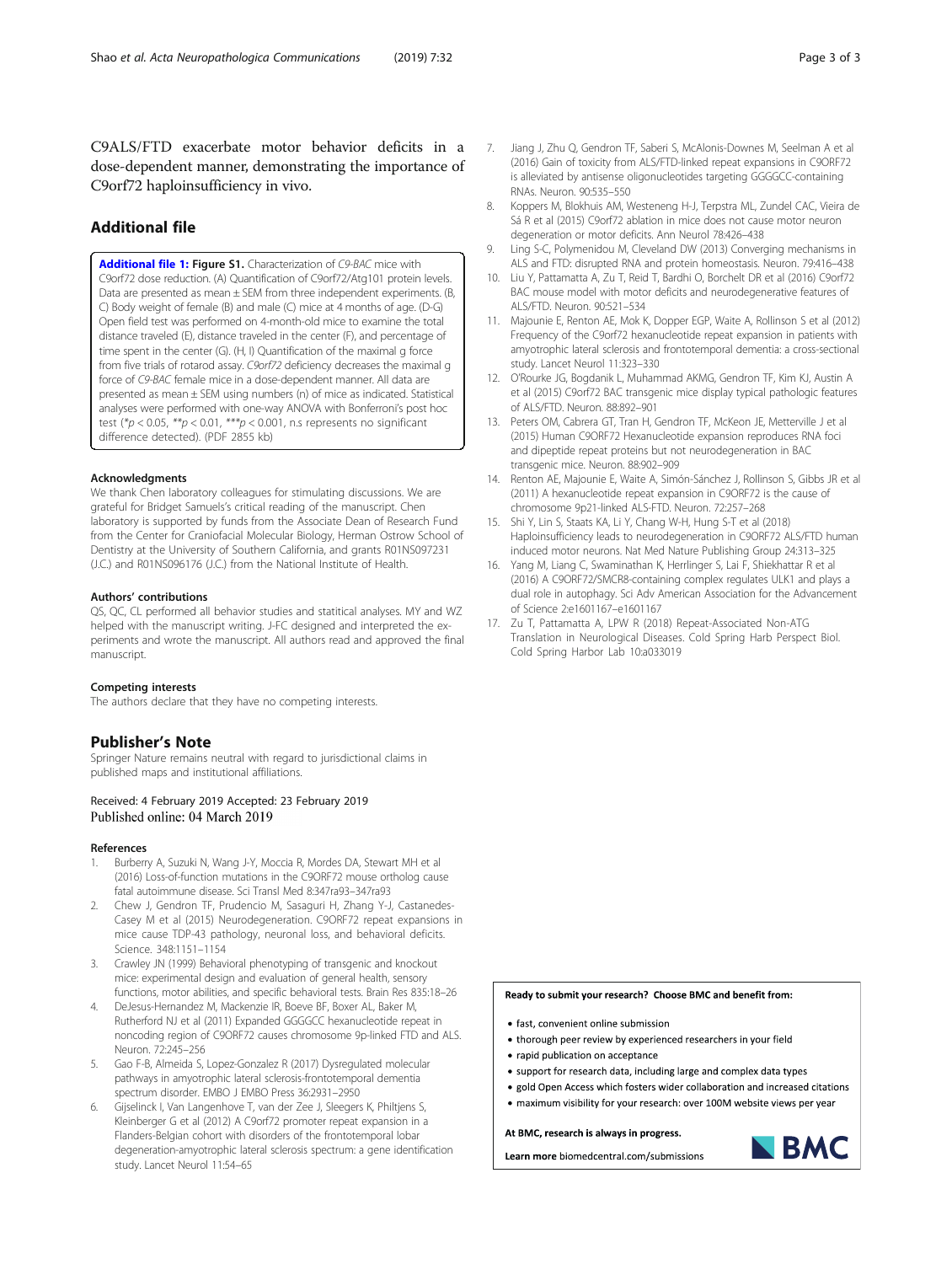C9ALS/FTD exacerbate motor behavior deficits in a dose-dependent manner, demonstrating the importance of C9orf72 haploinsufficiency in vivo.

## Additional file

**Additional file 1: Figure S1.** Characterization of *C9-BAC* mice with C9orf72 dose reduction. (A) Quantification of C9orf72/Atg101 protein levels. Data are presented as mean ± SEM from three independent experiments. (B, C) Body weight of female (B) and male (C) mice at 4 months of age. (D-G) Open field test was performed on 4-month-old mice to examine the total distance traveled (E), distance traveled in the center (F), and percentage of time spent in the center (G). (H, I) Quantification of the maximal g force from five trials of rotarod assay. *C9orf72* deficiency decreases the maximal g force of *C9-BAC* female mice in a dose-dependent manner. All data are presented as mean ± SEM using numbers (n) of mice as indicated. Statistical analyses were performed with one-way ANOVA with Bonferroni's post hoc test (*$p < 0.05$, **$p < 0.01$, ***$p < 0.001$, n.s represents no significant difference detected). (PDF 2855 kb)

#### Acknowledgments

We thank Chen laboratory colleagues for stimulating discussions. We are grateful for Bridget Samuels's critical reading of the manuscript. Chen laboratory is supported by funds from the Associate Dean of Research Fund from the Center for Craniofacial Molecular Biology, Herman Ostrow School of Dentistry at the University of Southern California, and grants R01NS097231 (J.C.) and R01NS096176 (J.C.) from the National Institute of Health.

#### Authors' contributions

QS, QC, CL performed all behavior studies and statitical analyses. MY and WZ helped with the manuscript writing. J-FC designed and interpreted the experiments and wrote the manuscript. All authors read and approved the final manuscript.

#### Competing interests

The authors declare that they have no competing interests.

## Publisher's Note

Springer Nature remains neutral with regard to jurisdictional claims in published maps and institutional affiliations.

Received: 4 February 2019 Accepted: 23 February 2019
Published online: 04 March 2019

#### References

1. Burberry A, Suzuki N, Wang J-Y, Moccia R, Mordes DA, Stewart MH et al (2016) Loss-of-function mutations in the C9ORF72 mouse ortholog cause fatal autoimmune disease. Sci Transl Med 8:347ra93–347ra93
2. Chew J, Gendron TF, Prudencio M, Sasaguri H, Zhang Y-J, Castanedes-Casey M et al (2015) Neurodegeneration. C9ORF72 repeat expansions in mice cause TDP-43 pathology, neuronal loss, and behavioral deficits. Science. 348:1151–1154
3. Crawley JN (1999) Behavioral phenotyping of transgenic and knockout mice: experimental design and evaluation of general health, sensory functions, motor abilities, and specific behavioral tests. Brain Res 835:18–26
4. DeJesus-Hernandez M, Mackenzie IR, Boeve BF, Boxer AL, Baker M, Rutherford NJ et al (2011) Expanded GGGGCC hexanucleotide repeat in noncoding region of C9ORF72 causes chromosome 9p-linked FTD and ALS. Neuron. 72:245–256
5. Gao F-B, Almeida S, Lopez-Gonzalez R (2017) Dysregulated molecular pathways in amyotrophic lateral sclerosis-frontotemporal dementia spectrum disorder. EMBO J EMBO Press 36:2931–2950
6. Gijselinck I, Van Langenhove T, van der Zee J, Sleegers K, Philtjens S, Kleinberger G et al (2012) A C9orf72 promoter repeat expansion in a Flanders-Belgian cohort with disorders of the frontotemporal lobar degeneration-amyotrophic lateral sclerosis spectrum: a gene identification study. Lancet Neurol 11:54–65
7. Jiang J, Zhu Q, Gendron TF, Saberi S, McAlonis-Downes M, Seelman A et al (2016) Gain of toxicity from ALS/FTD-linked repeat expansions in C9ORF72 is alleviated by antisense oligonucleotides targeting GGGGCC-containing RNAs. Neuron. 90:535–550
8. Koppers M, Blokhuis AM, Westeneng H-J, Terpstra ML, Zundel CAC, Vieira de Sá R et al (2015) C9orf72 ablation in mice does not cause motor neuron degeneration or motor deficits. Ann Neurol 78:426–438
9. Ling S-C, Polymenidou M, Cleveland DW (2013) Converging mechanisms in ALS and FTD: disrupted RNA and protein homeostasis. Neuron. 79:416–438
10. Liu Y, Pattamatta A, Zu T, Reid T, Bardhi O, Borchelt DR et al (2016) C9orf72 BAC mouse model with motor deficits and neurodegenerative features of ALS/FTD. Neuron. 90:521–534
11. Majounie E, Renton AE, Mok K, Dopper EGP, Waite A, Rollinson S et al (2012) Frequency of the C9orf72 hexanucleotide repeat expansion in patients with amyotrophic lateral sclerosis and frontotemporal dementia: a cross-sectional study. Lancet Neurol 11:323–330
12. O'Rourke JG, Bogdanik L, Muhammad AKMG, Gendron TF, Kim KJ, Austin A et al (2015) C9orf72 BAC transgenic mice display typical pathologic features of ALS/FTD. Neuron. 88:892–901
13. Peters OM, Cabrera GT, Tran H, Gendron TF, McKeon JE, Metterville J et al (2015) Human C9ORF72 Hexanucleotide expansion reproduces RNA foci and dipeptide repeat proteins but not neurodegeneration in BAC transgenic mice. Neuron. 88:902–909
14. Renton AE, Majounie E, Waite A, Simón-Sánchez J, Rollinson S, Gibbs JR et al (2011) A hexanucleotide repeat expansion in C9ORF72 is the cause of chromosome 9p21-linked ALS-FTD. Neuron. 72:257–268
15. Shi Y, Lin S, Staats KA, Li Y, Chang W-H, Hung S-T et al (2018) Haploinsufficiency leads to neurodegeneration in C9ORF72 ALS/FTD human induced motor neurons. Nat Med Nature Publishing Group 24:313–325
16. Yang M, Liang C, Swaminathan K, Herrlinger S, Lai F, Shiekhattar R et al (2016) A C9ORF72/SMCR8-containing complex regulates ULK1 and plays a dual role in autophagy. Sci Adv American Association for the Advancement of Science 2:e1601167–e1601167
17. Zu T, Pattamatta A, LPW R (2018) Repeat-Associated Non-ATG Translation in Neurological Diseases. Cold Spring Harb Perspect Biol. Cold Spring Harbor Lab 10:a033019